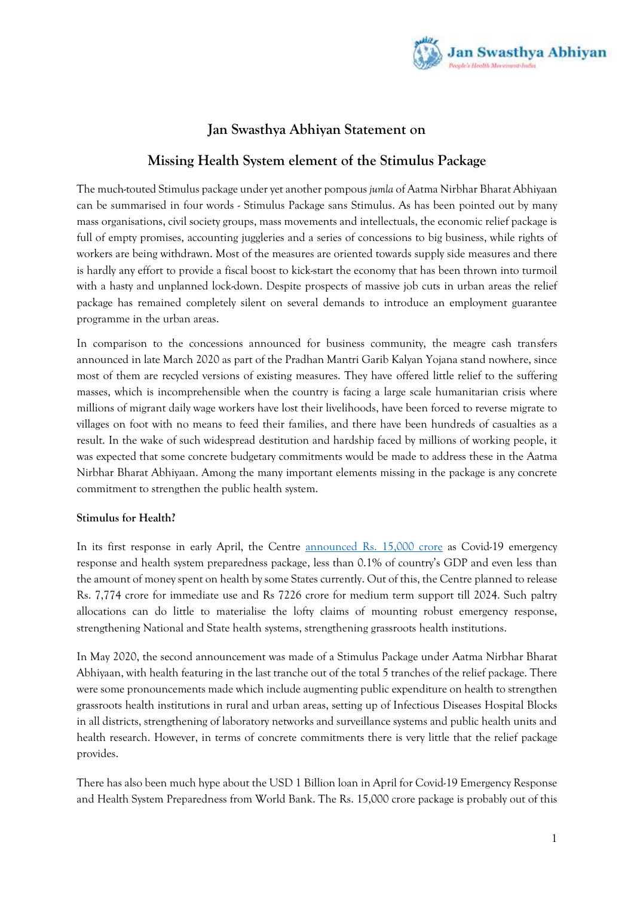# Jan Swasthya Abhiyan Statement on

# Missing Health System element of the Stimulus Package

The much-touted Stimulus package under yet another pompous *jumla* of Aatma Nirbhar Bharat Abhiyaan can be summarised in four words - Stimulus Package sans Stimulus. As has been pointed out by many mass organisations, civil society groups, mass movements and intellectuals, the economic relief package is full of empty promises, accounting juggleries and a series of concessions to big business, while rights of workers are being withdrawn. Most of the measures are oriented towards supply side measures and there is hardly any effort to provide a fiscal boost to kick-start the economy that has been thrown into turmoil with a hasty and unplanned lock-down. Despite prospects of massive job cuts in urban areas the relief package has remained completely silent on several demands to introduce an employment guarantee programme in the urban areas.

In comparison to the concessions announced for business community, the meagre cash transfers announced in late March 2020 as part of the Pradhan Mantri Garib Kalyan Yojana stand nowhere, since most of them are recycled versions of existing measures. They have offered little relief to the suffering masses, which is incomprehensible when the country is facing a large scale humanitarian crisis where millions of migrant daily wage workers have lost their livelihoods, have been forced to reverse migrate to villages on foot with no means to feed their families, and there have been hundreds of casualties as a result. In the wake of such widespread destitution and hardship faced by millions of working people, it was expected that some concrete budgetary commitments would be made to address these in the Aatma Nirbhar Bharat Abhiyaan. Among the many important elements missing in the package is any concrete commitment to strengthen the public health system.

**Stimulus for Health?**

In its first response in early April, the Centre announced Rs. 15,000 crore as Covid-19 emergency response and health system preparedness package, less than 0.1% of country's GDP and even less than the amount of money spent on health by some States currently. Out of this, the Centre planned to release Rs. 7,774 crore for immediate use and Rs 7226 crore for medium term support till 2024. Such paltry allocations can do little to materialise the lofty claims of mounting robust emergency response, strengthening National and State health systems, strengthening grassroots health institutions.

In May 2020, the second announcement was made of a Stimulus Package under Aatma Nirbhar Bharat Abhiyaan, with health featuring in the last tranche out of the total 5 tranches of the relief package. There were some pronouncements made which include augmenting public expenditure on health to strengthen grassroots health institutions in rural and urban areas, setting up of Infectious Diseases Hospital Blocks in all districts, strengthening of laboratory networks and surveillance systems and public health units and health research. However, in terms of concrete commitments there is very little that the relief package provides.

There has also been much hype about the USD 1 Billion loan in April for Covid-19 Emergency Response and Health System Preparedness from World Bank. The Rs. 15,000 crore package is probably out of this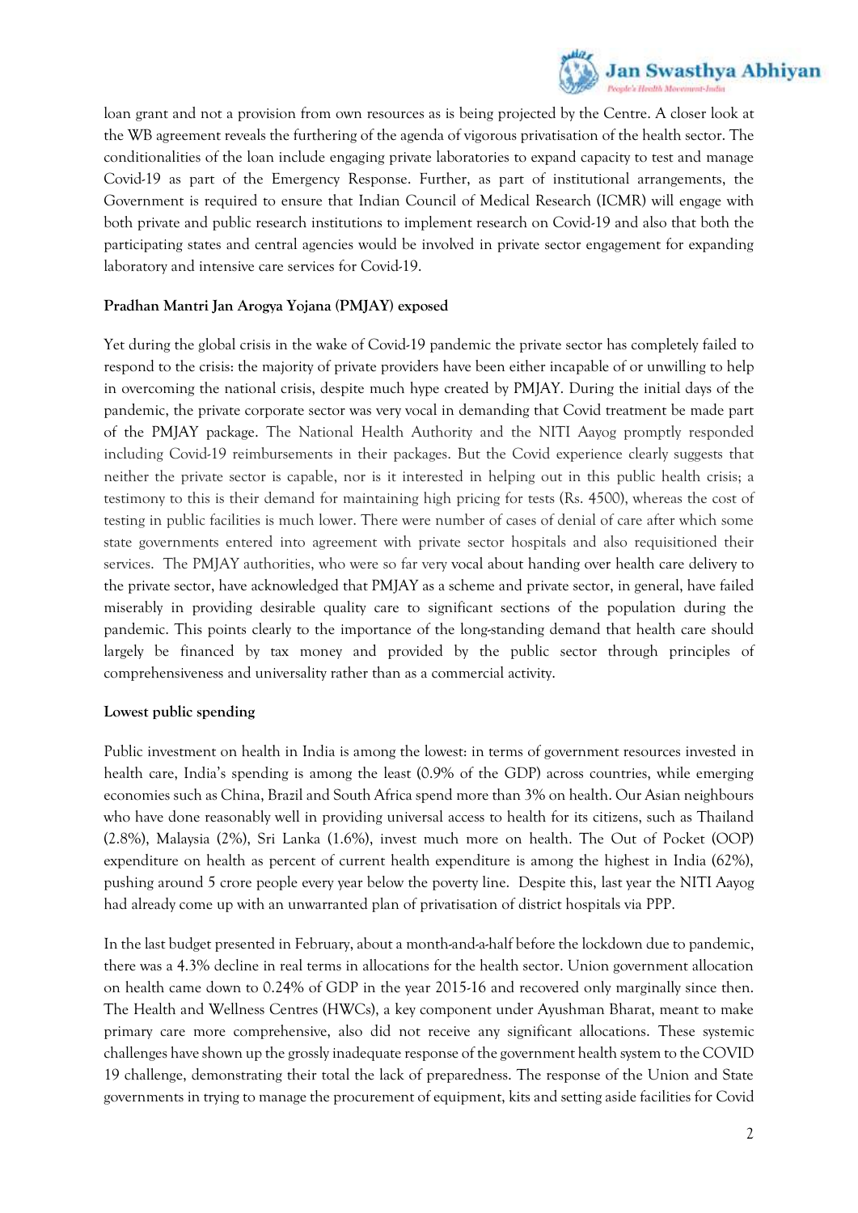loan grant and not a provision from own resources as is being projected by the Centre. A closer look at the WB agreement reveals the furthering of the agenda of vigorous privatisation of the health sector. The conditionalities of the loan include engaging private laboratories to expand capacity to test and manage Covid-19 as part of the Emergency Response. Further, as part of institutional arrangements, the Government is required to ensure that Indian Council of Medical Research (ICMR) will engage with both private and public research institutions to implement research on Covid-19 and also that both the participating states and central agencies would be involved in private sector engagement for expanding laboratory and intensive care services for Covid-19.

**Pradhan Mantri Jan Arogya Yojana (PMJAY) exposed**

Yet during the global crisis in the wake of Covid-19 pandemic the private sector has completely failed to respond to the crisis: the majority of private providers have been either incapable of or unwilling to help in overcoming the national crisis, despite much hype created by PMJAY. During the initial days of the pandemic, the private corporate sector was very vocal in demanding that Covid treatment be made part of the PMJAY package. The National Health Authority and the NITI Aayog promptly responded including Covid-19 reimbursements in their packages. But the Covid experience clearly suggests that neither the private sector is capable, nor is it interested in helping out in this public health crisis; a testimony to this is their demand for maintaining high pricing for tests (Rs. 4500), whereas the cost of testing in public facilities is much lower. There were number of cases of denial of care after which some state governments entered into agreement with private sector hospitals and also requisitioned their services. The PMJAY authorities, who were so far very vocal about handing over health care delivery to the private sector, have acknowledged that PMJAY as a scheme and private sector, in general, have failed miserably in providing desirable quality care to significant sections of the population during the pandemic. This points clearly to the importance of the long-standing demand that health care should largely be financed by tax money and provided by the public sector through principles of comprehensiveness and universality rather than as a commercial activity.

**Lowest public spending**

Public investment on health in India is among the lowest: in terms of government resources invested in health care, India's spending is among the least (0.9% of the GDP) across countries, while emerging economies such as China, Brazil and South Africa spend more than 3% on health. Our Asian neighbours who have done reasonably well in providing universal access to health for its citizens, such as Thailand (2.8%), Malaysia (2%), Sri Lanka (1.6%), invest much more on health. The Out of Pocket (OOP) expenditure on health as percent of current health expenditure is among the highest in India (62%), pushing around 5 crore people every year below the poverty line. Despite this, last year the NITI Aayog had already come up with an unwarranted plan of privatisation of district hospitals via PPP.

In the last budget presented in February, about a month-and-a-half before the lockdown due to pandemic, there was a 4.3% decline in real terms in allocations for the health sector. Union government allocation on health came down to 0.24% of GDP in the year 2015-16 and recovered only marginally since then. The Health and Wellness Centres (HWCs), a key component under Ayushman Bharat, meant to make primary care more comprehensive, also did not receive any significant allocations. These systemic challenges have shown up the grossly inadequate response of the government health system to the COVID 19 challenge, demonstrating their total the lack of preparedness. The response of the Union and State governments in trying to manage the procurement of equipment, kits and setting aside facilities for Covid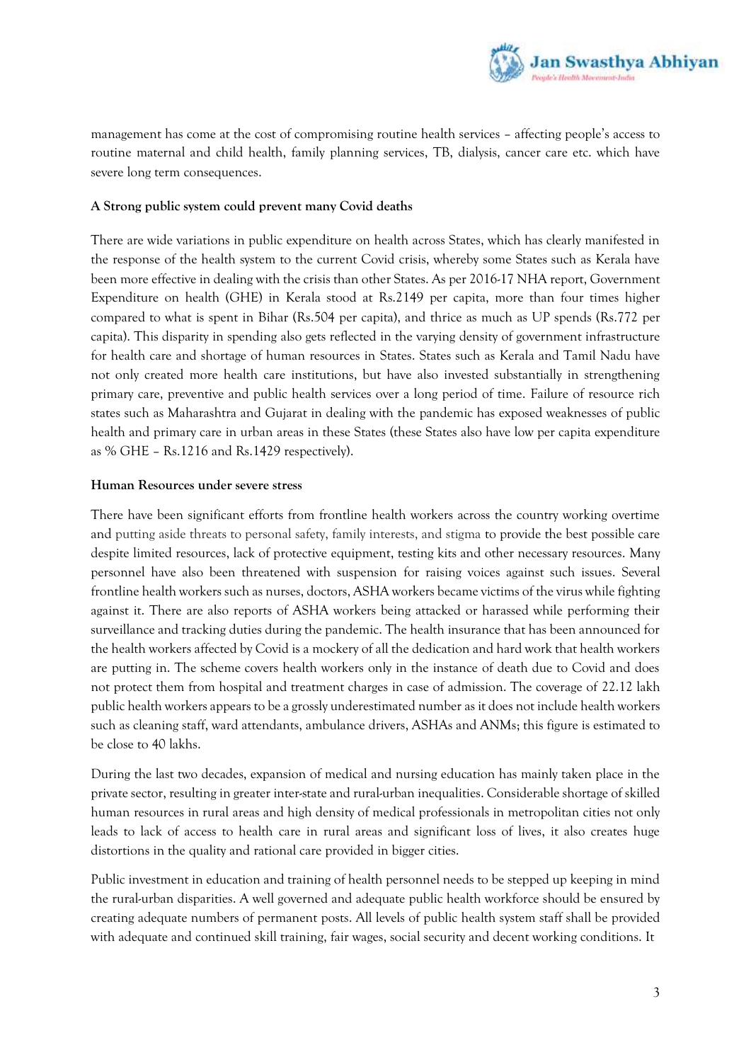management has come at the cost of compromising routine health services – affecting people's access to routine maternal and child health, family planning services, TB, dialysis, cancer care etc. which have severe long term consequences.

**A Strong public system could prevent many Covid deaths**

There are wide variations in public expenditure on health across States, which has clearly manifested in the response of the health system to the current Covid crisis, whereby some States such as Kerala have been more effective in dealing with the crisis than other States. As per 2016-17 NHA report, Government Expenditure on health (GHE) in Kerala stood at Rs.2149 per capita, more than four times higher compared to what is spent in Bihar (Rs.504 per capita), and thrice as much as UP spends (Rs.772 per capita). This disparity in spending also gets reflected in the varying density of government infrastructure for health care and shortage of human resources in States. States such as Kerala and Tamil Nadu have not only created more health care institutions, but have also invested substantially in strengthening primary care, preventive and public health services over a long period of time. Failure of resource rich states such as Maharashtra and Gujarat in dealing with the pandemic has exposed weaknesses of public health and primary care in urban areas in these States (these States also have low per capita expenditure as % GHE – Rs.1216 and Rs.1429 respectively).

**Human Resources under severe stress**

There have been significant efforts from frontline health workers across the country working overtime and putting aside threats to personal safety, family interests, and stigma to provide the best possible care despite limited resources, lack of protective equipment, testing kits and other necessary resources. Many personnel have also been threatened with suspension for raising voices against such issues. Several frontline health workers such as nurses, doctors, ASHA workers became victims of the virus while fighting against it. There are also reports of ASHA workers being attacked or harassed while performing their surveillance and tracking duties during the pandemic. The health insurance that has been announced for the health workers affected by Covid is a mockery of all the dedication and hard work that health workers are putting in. The scheme covers health workers only in the instance of death due to Covid and does not protect them from hospital and treatment charges in case of admission. The coverage of 22.12 lakh public health workers appears to be a grossly underestimated number as it does not include health workers such as cleaning staff, ward attendants, ambulance drivers, ASHAs and ANMs; this figure is estimated to be close to 40 lakhs.

During the last two decades, expansion of medical and nursing education has mainly taken place in the private sector, resulting in greater inter-state and rural-urban inequalities. Considerable shortage of skilled human resources in rural areas and high density of medical professionals in metropolitan cities not only leads to lack of access to health care in rural areas and significant loss of lives, it also creates huge distortions in the quality and rational care provided in bigger cities.

Public investment in education and training of health personnel needs to be stepped up keeping in mind the rural-urban disparities. A well governed and adequate public health workforce should be ensured by creating adequate numbers of permanent posts. All levels of public health system staff shall be provided with adequate and continued skill training, fair wages, social security and decent working conditions. It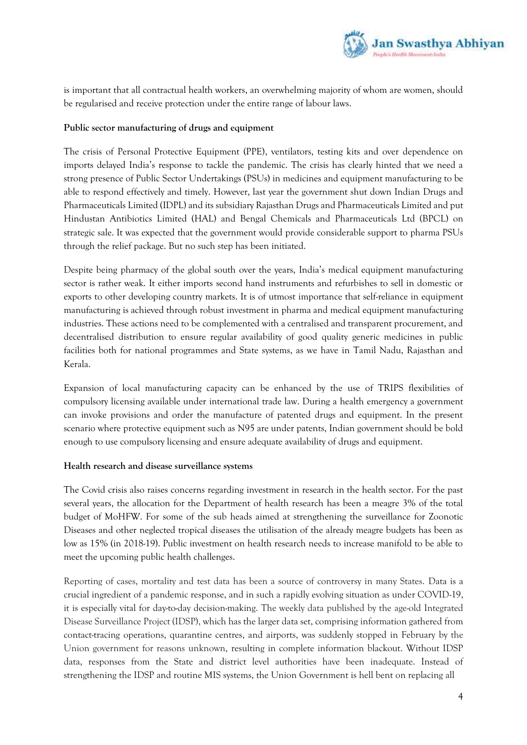is important that all contractual health workers, an overwhelming majority of whom are women, should be regularised and receive protection under the entire range of labour laws.

**Public sector manufacturing of drugs and equipment**

The crisis of Personal Protective Equipment (PPE), ventilators, testing kits and over dependence on imports delayed India's response to tackle the pandemic. The crisis has clearly hinted that we need a strong presence of Public Sector Undertakings (PSUs) in medicines and equipment manufacturing to be able to respond effectively and timely. However, last year the government shut down Indian Drugs and Pharmaceuticals Limited (IDPL) and its subsidiary Rajasthan Drugs and Pharmaceuticals Limited and put Hindustan Antibiotics Limited (HAL) and Bengal Chemicals and Pharmaceuticals Ltd (BPCL) on strategic sale. It was expected that the government would provide considerable support to pharma PSUs through the relief package. But no such step has been initiated.

Despite being pharmacy of the global south over the years, India's medical equipment manufacturing sector is rather weak. It either imports second hand instruments and refurbishes to sell in domestic or exports to other developing country markets. It is of utmost importance that self-reliance in equipment manufacturing is achieved through robust investment in pharma and medical equipment manufacturing industries. These actions need to be complemented with a centralised and transparent procurement, and decentralised distribution to ensure regular availability of good quality generic medicines in public facilities both for national programmes and State systems, as we have in Tamil Nadu, Rajasthan and Kerala.

Expansion of local manufacturing capacity can be enhanced by the use of TRIPS flexibilities of compulsory licensing available under international trade law. During a health emergency a government can invoke provisions and order the manufacture of patented drugs and equipment. In the present scenario where protective equipment such as N95 are under patents, Indian government should be bold enough to use compulsory licensing and ensure adequate availability of drugs and equipment.

**Health research and disease surveillance systems**

The Covid crisis also raises concerns regarding investment in research in the health sector. For the past several years, the allocation for the Department of health research has been a meagre 3% of the total budget of MoHFW. For some of the sub heads aimed at strengthening the surveillance for Zoonotic Diseases and other neglected tropical diseases the utilisation of the already meagre budgets has been as low as 15% (in 2018-19). Public investment on health research needs to increase manifold to be able to meet the upcoming public health challenges.

Reporting of cases, mortality and test data has been a source of controversy in many States. Data is a crucial ingredient of a pandemic response, and in such a rapidly evolving situation as under COVID-19, it is especially vital for day-to-day decision-making. The weekly data published by the age-old Integrated Disease Surveillance Project (IDSP), which has the larger data set, comprising information gathered from contact-tracing operations, quarantine centres, and airports, was suddenly stopped in February by the Union government for reasons unknown, resulting in complete information blackout. Without IDSP data, responses from the State and district level authorities have been inadequate. Instead of strengthening the IDSP and routine MIS systems, the Union Government is hell bent on replacing all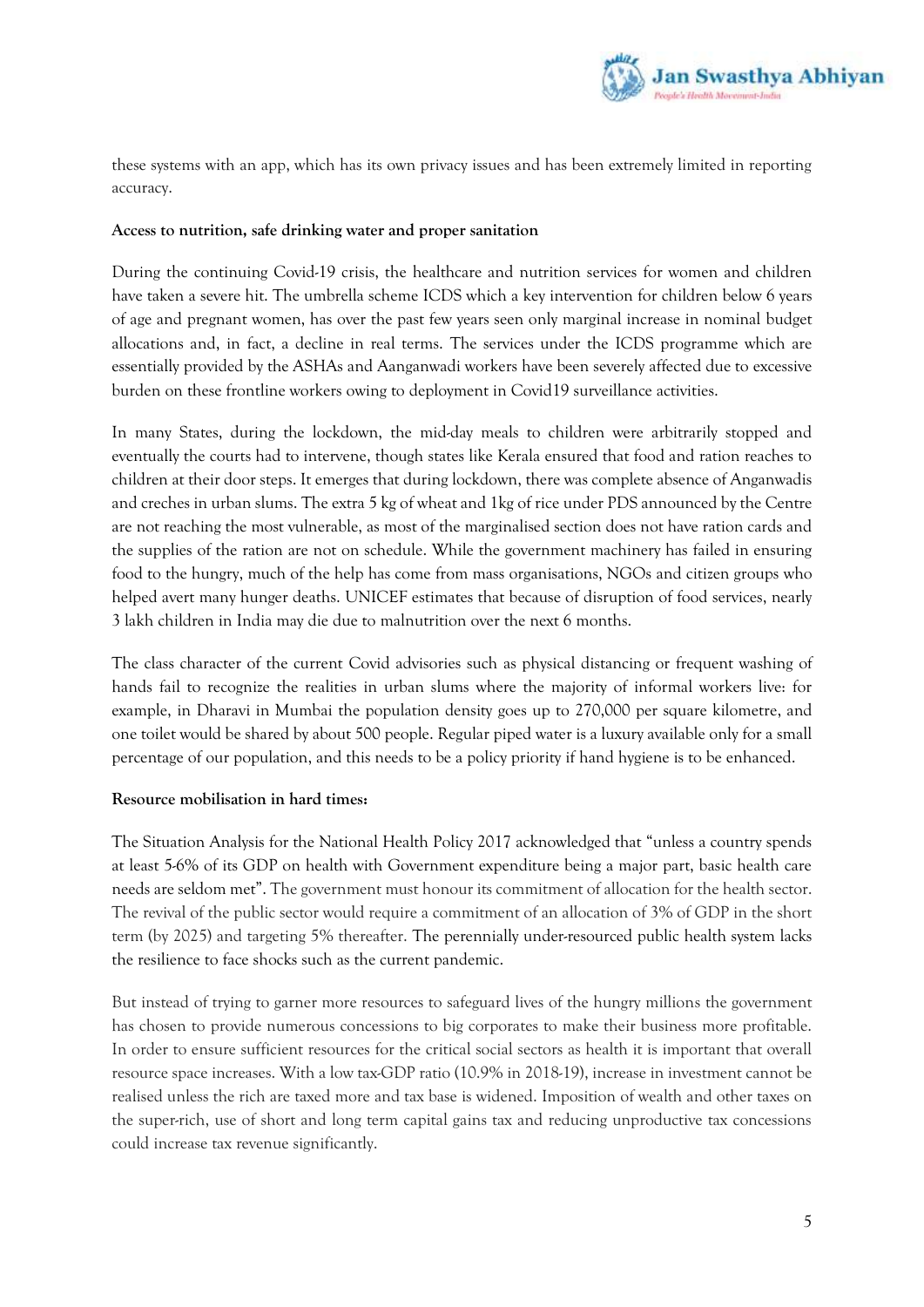these systems with an app, which has its own privacy issues and has been extremely limited in reporting accuracy.

**Access to nutrition, safe drinking water and proper sanitation**

During the continuing Covid-19 crisis, the healthcare and nutrition services for women and children have taken a severe hit. The umbrella scheme ICDS which a key intervention for children below 6 years of age and pregnant women, has over the past few years seen only marginal increase in nominal budget allocations and, in fact, a decline in real terms. The services under the ICDS programme which are essentially provided by the ASHAs and Aanganwadi workers have been severely affected due to excessive burden on these frontline workers owing to deployment in Covid19 surveillance activities.

In many States, during the lockdown, the mid-day meals to children were arbitrarily stopped and eventually the courts had to intervene, though states like Kerala ensured that food and ration reaches to children at their door steps. It emerges that during lockdown, there was complete absence of Anganwadis and creches in urban slums. The extra 5 kg of wheat and 1kg of rice under PDS announced by the Centre are not reaching the most vulnerable, as most of the marginalised section does not have ration cards and the supplies of the ration are not on schedule. While the government machinery has failed in ensuring food to the hungry, much of the help has come from mass organisations, NGOs and citizen groups who helped avert many hunger deaths. UNICEF estimates that because of disruption of food services, nearly 3 lakh children in India may die due to malnutrition over the next 6 months.

The class character of the current Covid advisories such as physical distancing or frequent washing of hands fail to recognize the realities in urban slums where the majority of informal workers live: for example, in Dharavi in Mumbai the population density goes up to 270,000 per square kilometre, and one toilet would be shared by about 500 people. Regular piped water is a luxury available only for a small percentage of our population, and this needs to be a policy priority if hand hygiene is to be enhanced.

**Resource mobilisation in hard times:**

The Situation Analysis for the National Health Policy 2017 acknowledged that "unless a country spends at least 5-6% of its GDP on health with Government expenditure being a major part, basic health care needs are seldom met". The government must honour its commitment of allocation for the health sector. The revival of the public sector would require a commitment of an allocation of 3% of GDP in the short term (by 2025) and targeting 5% thereafter. The perennially under-resourced public health system lacks the resilience to face shocks such as the current pandemic.

But instead of trying to garner more resources to safeguard lives of the hungry millions the government has chosen to provide numerous concessions to big corporates to make their business more profitable. In order to ensure sufficient resources for the critical social sectors as health it is important that overall resource space increases. With a low tax-GDP ratio (10.9% in 2018-19), increase in investment cannot be realised unless the rich are taxed more and tax base is widened. Imposition of wealth and other taxes on the super-rich, use of short and long term capital gains tax and reducing unproductive tax concessions could increase tax revenue significantly.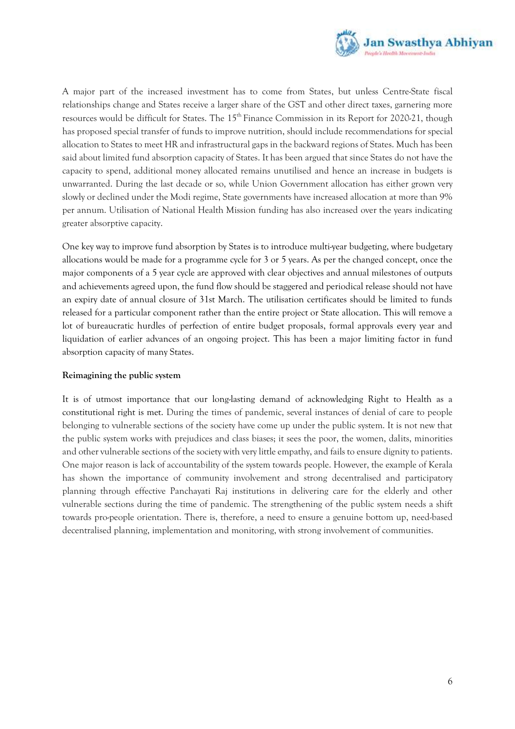A major part of the increased investment has to come from States, but unless Centre-State fiscal relationships change and States receive a larger share of the GST and other direct taxes, garnering more resources would be difficult for States. The 15th Finance Commission in its Report for 2020-21, though has proposed special transfer of funds to improve nutrition, should include recommendations for special allocation to States to meet HR and infrastructural gaps in the backward regions of States. Much has been said about limited fund absorption capacity of States. It has been argued that since States do not have the capacity to spend, additional money allocated remains unutilised and hence an increase in budgets is unwarranted. During the last decade or so, while Union Government allocation has either grown very slowly or declined under the Modi regime, State governments have increased allocation at more than 9% per annum. Utilisation of National Health Mission funding has also increased over the years indicating greater absorptive capacity.

One key way to improve fund absorption by States is to introduce multi-year budgeting, where budgetary allocations would be made for a programme cycle for 3 or 5 years. As per the changed concept, once the major components of a 5 year cycle are approved with clear objectives and annual milestones of outputs and achievements agreed upon, the fund flow should be staggered and periodical release should not have an expiry date of annual closure of 31st March. The utilisation certificates should be limited to funds released for a particular component rather than the entire project or State allocation. This will remove a lot of bureaucratic hurdles of perfection of entire budget proposals, formal approvals every year and liquidation of earlier advances of an ongoing project. This has been a major limiting factor in fund absorption capacity of many States.

**Reimagining the public system**

It is of utmost importance that our long-lasting demand of acknowledging Right to Health as a constitutional right is met. During the times of pandemic, several instances of denial of care to people belonging to vulnerable sections of the society have come up under the public system. It is not new that the public system works with prejudices and class biases; it sees the poor, the women, dalits, minorities and other vulnerable sections of the society with very little empathy, and fails to ensure dignity to patients. One major reason is lack of accountability of the system towards people. However, the example of Kerala has shown the importance of community involvement and strong decentralised and participatory planning through effective Panchayati Raj institutions in delivering care for the elderly and other vulnerable sections during the time of pandemic. The strengthening of the public system needs a shift towards pro-people orientation. There is, therefore, a need to ensure a genuine bottom up, need-based decentralised planning, implementation and monitoring, with strong involvement of communities.